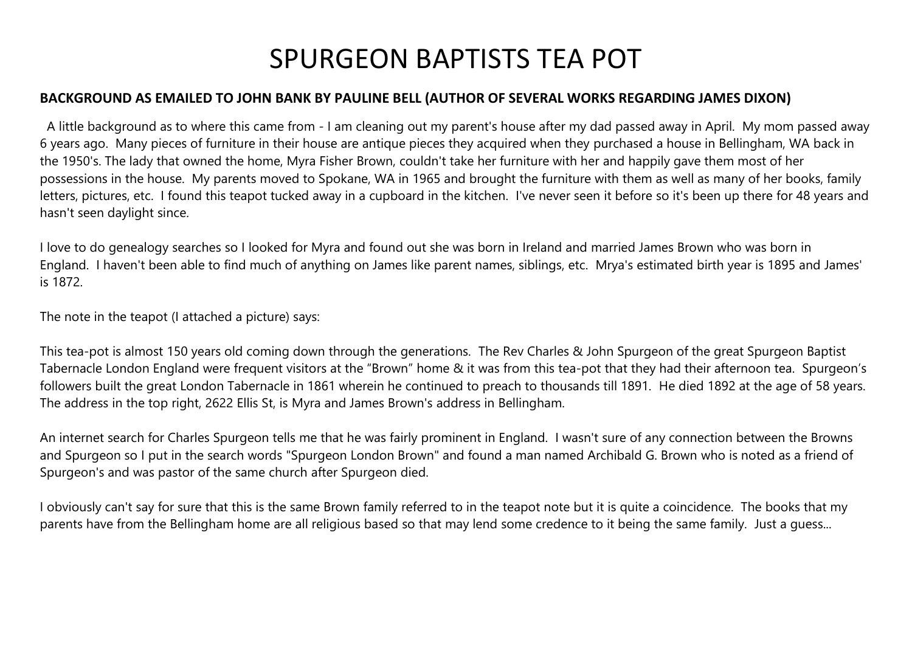# SPURGEON BAPTISTS TEA POT

**BACKGROUND AS EMAILED TO JOHN BANK BY PAULINE BELL (AUTHOR OF SEVERAL WORKS REGARDING JAMES DIXON)**

A little background as to where this came from - I am cleaning out my parent's house after my dad passed away in April. My mom passed away 6 years ago. Many pieces of furniture in their house are antique pieces they acquired when they purchased a house in Bellingham, WA back in the 1950's. The lady that owned the home, Myra Fisher Brown, couldn't take her furniture with her and happily gave them most of her possessions in the house. My parents moved to Spokane, WA in 1965 and brought the furniture with them as well as many of her books, family letters, pictures, etc. I found this teapot tucked away in a cupboard in the kitchen. I've never seen it before so it's been up there for 48 years and hasn't seen daylight since.

I love to do genealogy searches so I looked for Myra and found out she was born in Ireland and married James Brown who was born in England. I haven't been able to find much of anything on James like parent names, siblings, etc. Mrya's estimated birth year is 1895 and James' is 1872.

The note in the teapot (I attached a picture) says:

This tea-pot is almost 150 years old coming down through the generations. The Rev Charles & John Spurgeon of the great Spurgeon Baptist Tabernacle London England were frequent visitors at the "Brown" home & it was from this tea-pot that they had their afternoon tea. Spurgeon's followers built the great London Tabernacle in 1861 wherein he continued to preach to thousands till 1891. He died 1892 at the age of 58 years. The address in the top right, 2622 Ellis St, is Myra and James Brown's address in Bellingham.

An internet search for Charles Spurgeon tells me that he was fairly prominent in England. I wasn't sure of any connection between the Browns and Spurgeon so I put in the search words "Spurgeon London Brown" and found a man named Archibald G. Brown who is noted as a friend of Spurgeon's and was pastor of the same church after Spurgeon died.

I obviously can't say for sure that this is the same Brown family referred to in the teapot note but it is quite a coincidence. The books that my parents have from the Bellingham home are all religious based so that may lend some credence to it being the same family. Just a guess...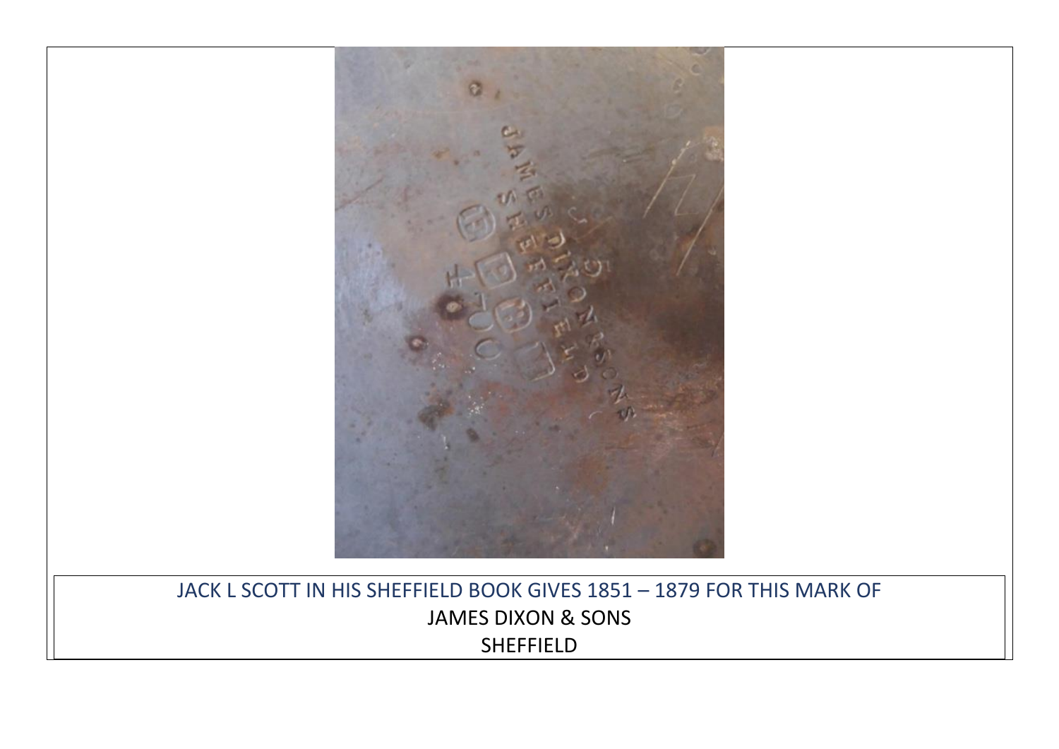JACK L SCOTT IN HIS SHEFFIELD BOOK GIVES 1851 – 1879 FOR THIS MARK OF

JAMES DIXON & SONS

SHEFFIELD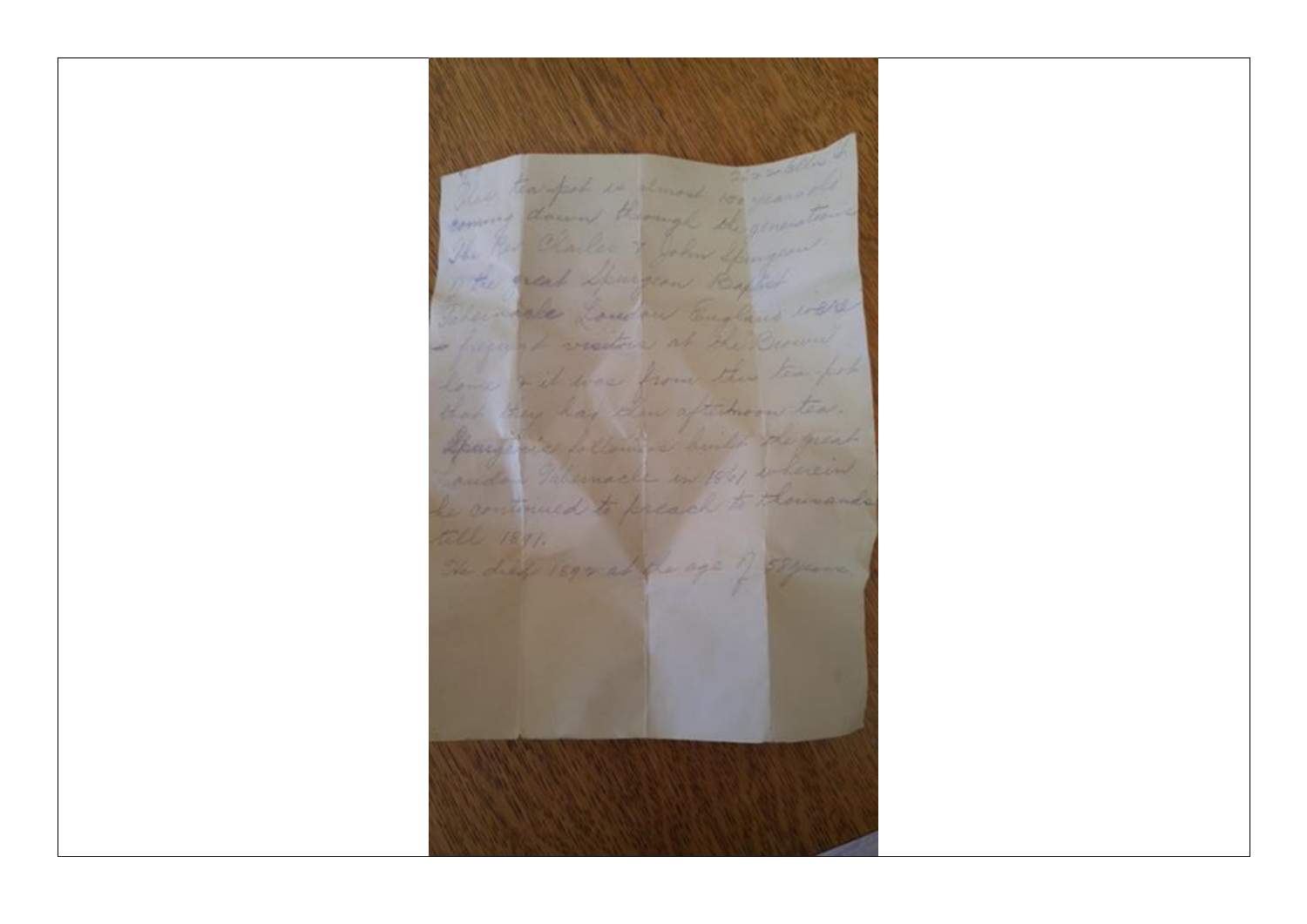This tea pot is almost 100 years old coming down through the generations. The Rev Charles & John Spurgeon of the great Spurgeon Baptist Tabernacle London England were frequent visitors at the Brown home & it was from this tea pot that they had their afternoon tea. Spurgeon's followers built the great London Tabernacle in 1861 wherein he continued to preach to thousands till 1891.

He died 1892 at the age of 58 years.